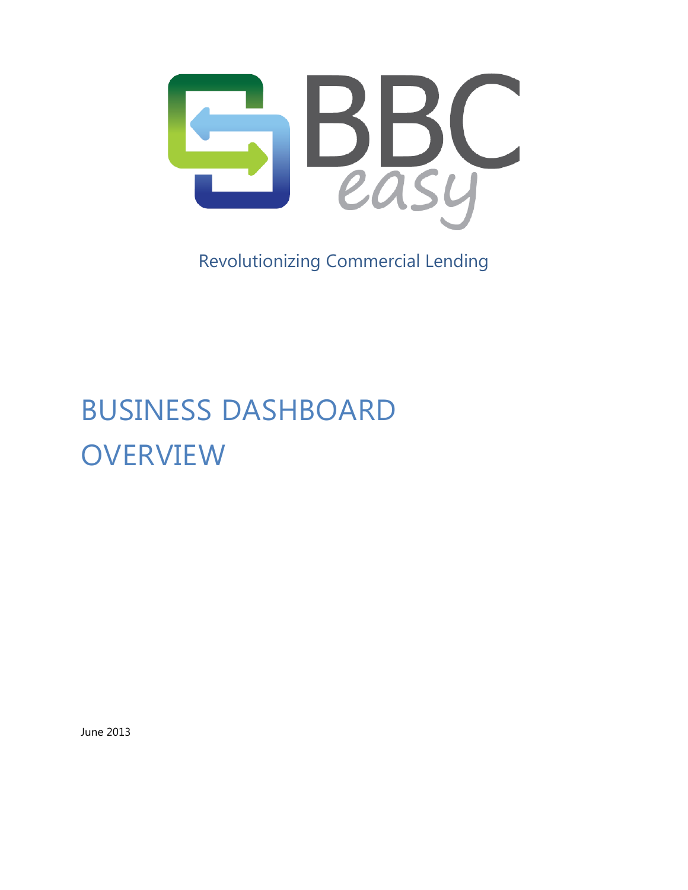BBC easy

Revolutionizing Commercial Lending

# BUSINESS DASHBOARD OVERVIEW

June 2013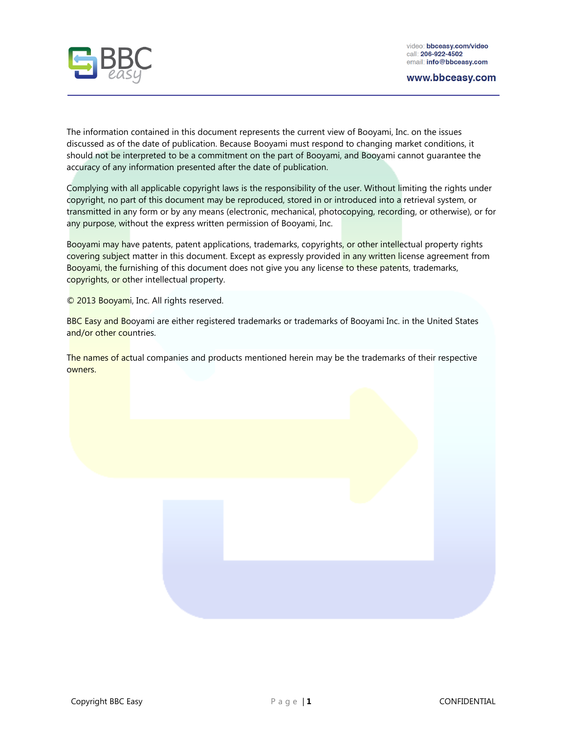The information contained in this document represents the current view of Booyami, Inc. on the issues discussed as of the date of publication. Because Booyami must respond to changing market conditions, it should not be interpreted to be a commitment on the part of Booyami, and Booyami cannot guarantee the accuracy of any information presented after the date of publication.

Complying with all applicable copyright laws is the responsibility of the user. Without limiting the rights under copyright, no part of this document may be reproduced, stored in or introduced into a retrieval system, or transmitted in any form or by any means (electronic, mechanical, photocopying, recording, or otherwise), or for any purpose, without the express written permission of Booyami, Inc.

Booyami may have patents, patent applications, trademarks, copyrights, or other intellectual property rights covering subject matter in this document. Except as expressly provided in any written license agreement from Booyami, the furnishing of this document does not give you any license to these patents, trademarks, copyrights, or other intellectual property.

© 2013 Booyami, Inc. All rights reserved.

BBC Easy and Booyami are either registered trademarks or trademarks of Booyami Inc. in the United States and/or other countries.

The names of actual companies and products mentioned herein may be the trademarks of their respective owners.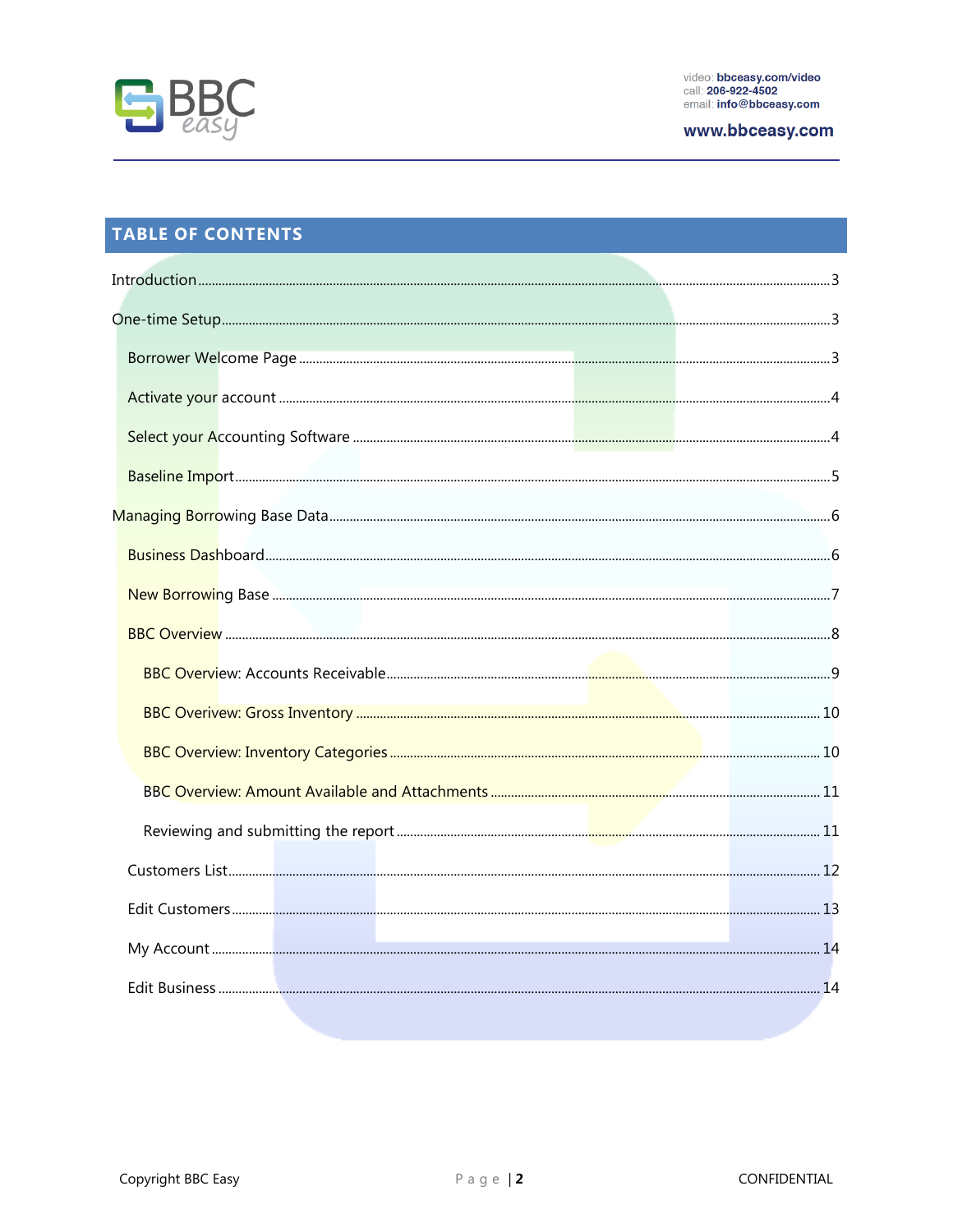## TABLE OF CONTENTS

- Introduction ..... 3
- One-time Setup ..... 3
  - Borrower Welcome Page ..... 3
  - Activate your account ..... 4
  - Select your Accounting Software ..... 4
  - Baseline Import ..... 5
- Managing Borrowing Base Data ..... 6
  - Business Dashboard ..... 6
  - New Borrowing Base ..... 7
  - BBC Overview ..... 8
    - BBC Overview: Accounts Receivable ..... 9
    - BBC Overivew: Gross Inventory ..... 10
    - BBC Overview: Inventory Categories ..... 10
    - BBC Overview: Amount Available and Attachments ..... 11
    - Reviewing and submitting the report ..... 11
  - Customers List ..... 12
  - Edit Customers ..... 13
  - My Account ..... 14
  - Edit Business ..... 14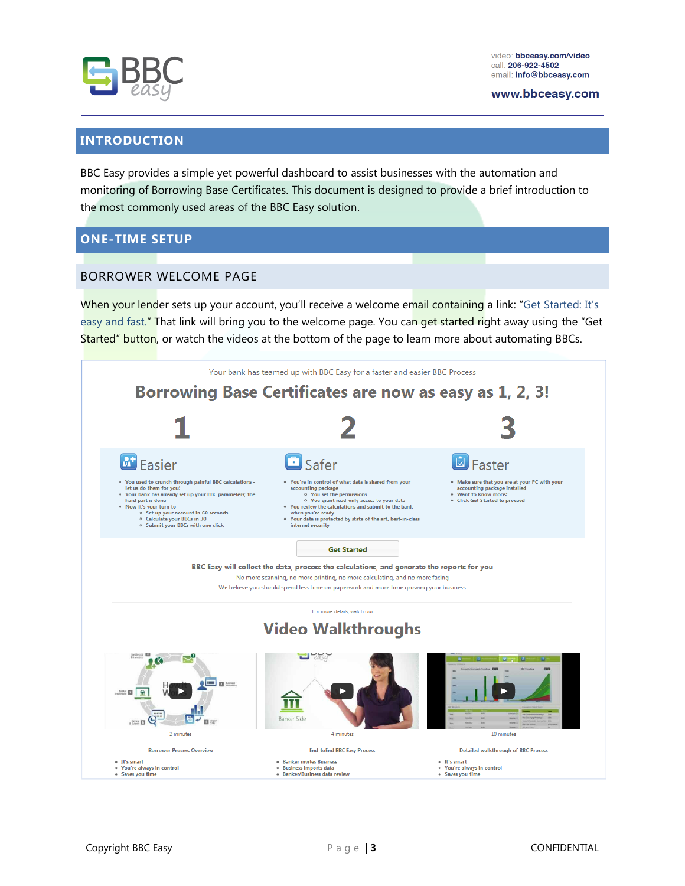## INTRODUCTION

BBC Easy provides a simple yet powerful dashboard to assist businesses with the automation and monitoring of Borrowing Base Certificates. This document is designed to provide a brief introduction to the most commonly used areas of the BBC Easy solution.

## ONE-TIME SETUP

### BORROWER WELCOME PAGE

When your lender sets up your account, you'll receive a welcome email containing a link: "Get Started: It's easy and fast." That link will bring you to the welcome page. You can get started right away using the "Get Started" button, or watch the videos at the bottom of the page to learn more about automating BBCs.

Your bank has teamed up with BBC Easy for a faster and easier BBC Process

**Borrowing Base Certificates are now as easy as 1, 2, 3!**

**1 – Easier**

- You used to crunch through painful BBC calculations - let us do them for you!
- Your bank has already set up your BBC parameters; the hard part is done
- Now it's your turn to
  - Set up your account in 60 seconds
  - Calculate your BBCs in 30
  - Submit your BBCs with one click

**2 – Safer**

- You're in control of what data is shared from your accounting package
  - You set the permissions
  - You grant read-only access to your data
- You review the calculations and submit to the bank when you're ready
- Your data is protected by state of the art, best-in-class internet security

**3 – Faster**

- Make sure that you are at your PC with your accounting package installed
- Want to know more?
- Click Get Started to proceed

Get Started

**BBC Easy will collect the data, process the calculations, and generate the reports for you**

No more scanning, no more printing, no more calculating, and no more faxing

We believe you should spend less time on paperwork and more time growing your business

For more details, watch our

**Video Walkthroughs**

2 minutes — Borrower Process Overview
- It's smart
- You're always in control
- Saves you time

4 minutes — End-to-End BBC Easy Process
- Banker invites Business
- Business imports data
- Banker/Business data review

10 minutes — Detailed walkthrough of BBC Process
- It's smart
- You're always in control
- Saves you time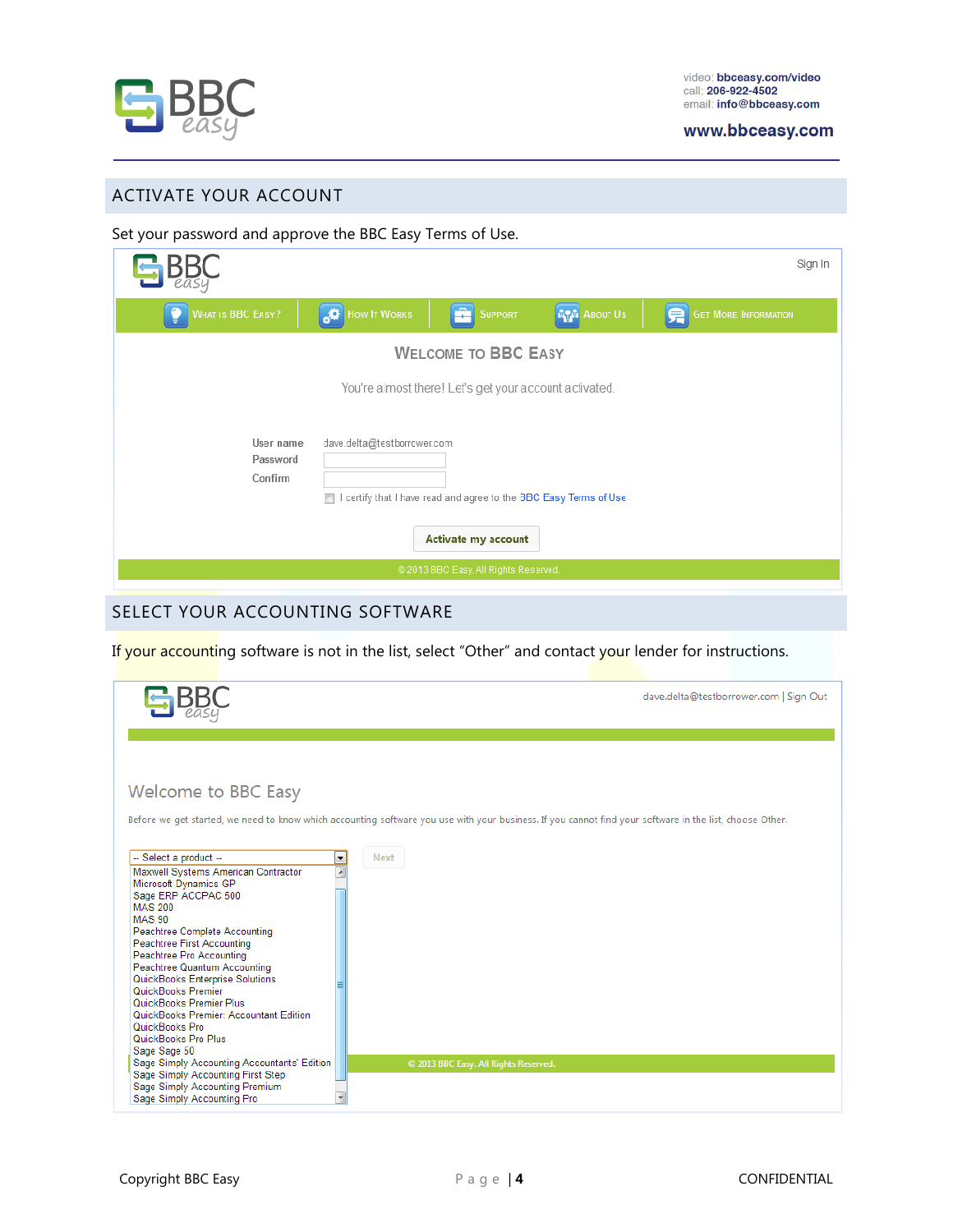## ACTIVATE YOUR ACCOUNT

Set your password and approve the BBC Easy Terms of Use.

Sign In

WHAT IS BBC EASY? | HOW IT WORKS | SUPPORT | ABOUT US | GET MORE INFORMATION

### WELCOME TO BBC EASY

You're almost there! Let's get your account activated.

User name: dave.delta@testborrower.com

Password

Confirm

I certify that I have read and agree to the BBC Easy Terms of Use

Activate my account

© 2013 BBC Easy. All Rights Reserved.

## SELECT YOUR ACCOUNTING SOFTWARE

If your accounting software is not in the list, select "Other" and contact your lender for instructions.

dave.delta@testborrower.com | Sign Out

### Welcome to BBC Easy

Before we get started, we need to know which accounting software you use with your business. If you cannot find your software in the list, choose Other.

-- Select a product --

- Maxwell Systems American Contractor
- Microsoft Dynamics GP
- Sage ERP ACCPAC 500
- MAS 200
- MAS 90
- Peachtree Complete Accounting
- Peachtree First Accounting
- Peachtree Pro Accounting
- Peachtree Quantum Accounting
- QuickBooks Enterprise Solutions
- QuickBooks Premier
- QuickBooks Premier Plus
- QuickBooks Premier: Accountant Edition
- QuickBooks Pro
- QuickBooks Pro Plus
- Sage Sage 50
- Sage Simply Accounting Accountants' Edition
- Sage Simply Accounting First Step
- Sage Simply Accounting Premium
- Sage Simply Accounting Pro

Next

© 2013 BBC Easy. All Rights Reserved.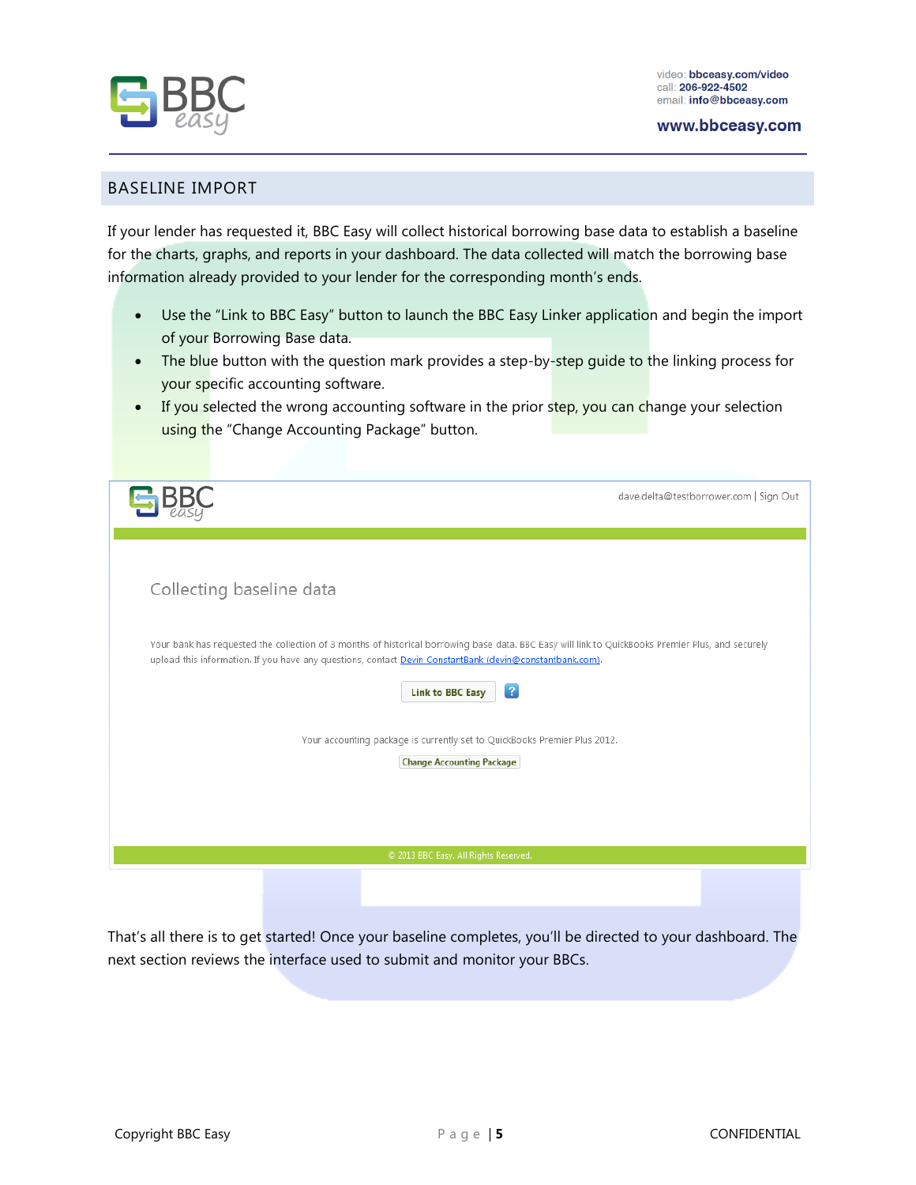## BASELINE IMPORT

If your lender has requested it, BBC Easy will collect historical borrowing base data to establish a baseline for the charts, graphs, and reports in your dashboard. The data collected will match the borrowing base information already provided to your lender for the corresponding month's ends.

- Use the "Link to BBC Easy" button to launch the BBC Easy Linker application and begin the import of your Borrowing Base data.
- The blue button with the question mark provides a step-by-step guide to the linking process for your specific accounting software.
- If you selected the wrong accounting software in the prior step, you can change your selection using the "Change Accounting Package" button.

dave.delta@testborrower.com | Sign Out

Collecting baseline data

Your bank has requested the collection of 3 months of historical borrowing base data. BBC Easy will link to QuickBooks Premier Plus, and securely upload this information. If you have any questions, contact Devin ConstantBank (devin@constantbank.com).

Link to BBC Easy ?

Your accounting package is currently set to QuickBooks Premier Plus 2012.

Change Accounting Package

© 2013 BBC Easy. All Rights Reserved.

That's all there is to get started! Once your baseline completes, you'll be directed to your dashboard. The next section reviews the interface used to submit and monitor your BBCs.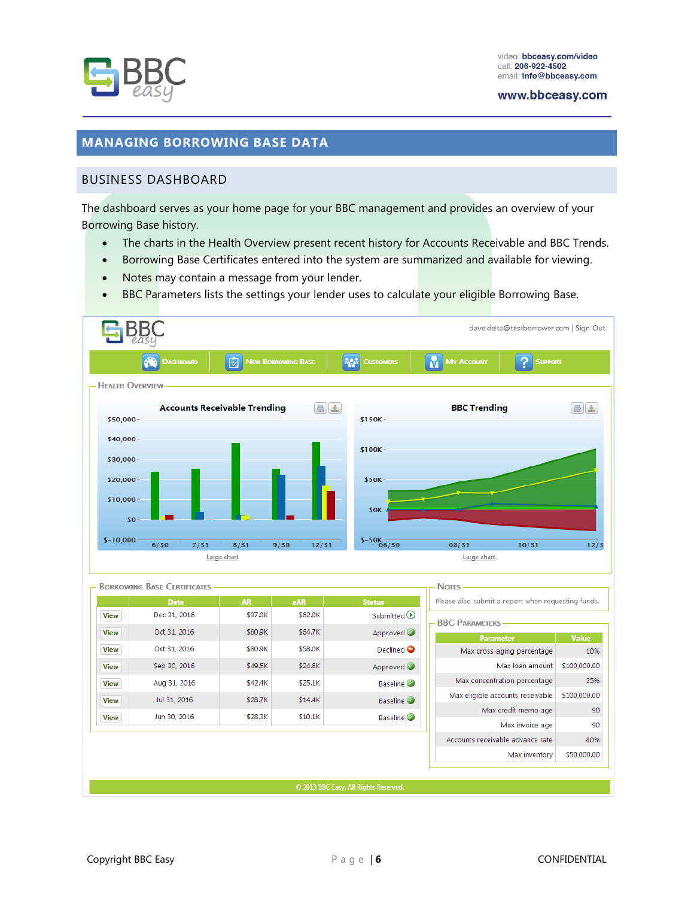# MANAGING BORROWING BASE DATA

## BUSINESS DASHBOARD

The dashboard serves as your home page for your BBC management and provides an overview of your Borrowing Base history.

- The charts in the Health Overview present recent history for Accounts Receivable and BBC Trends.
- Borrowing Base Certificates entered into the system are summarized and available for viewing.
- Notes may contain a message from your lender.
- BBC Parameters lists the settings your lender uses to calculate your eligible Borrowing Base.

dave.delta@testborrower.com | Sign Out

DASHBOARD | NEW BORROWING BASE | CUSTOMERS | MY ACCOUNT | SUPPORT

### Health Overview

**Accounts Receivable Trending**

Large chart

**BBC Trending**

Large chart

### Borrowing Base Certificates

| | Date | AR | eAR | Status |
|---|---|---|---|---|
| View | Dec 31, 2016 | $97.0K | $62.0K | Submitted |
| View | Oct 31, 2016 | $80.9K | $64.7K | Approved |
| View | Oct 31, 2016 | $80.9K | $58.0K | Declined |
| View | Sep 30, 2016 | $49.5K | $24.6K | Approved |
| View | Aug 31, 2016 | $42.4K | $25.1K | Baseline |
| View | Jul 31, 2016 | $28.7K | $14.4K | Baseline |
| View | Jun 30, 2016 | $28.3K | $10.1K | Baseline |

### Notes

Please also submit a report when requesting funds.

### BBC Parameters

| Parameter | Value |
|---|---|
| Max cross-aging percentage | 10% |
| Max loan amount | $100,000.00 |
| Max concentration percentage | 25% |
| Max eligible accounts receivable | $100,000.00 |
| Max credit memo age | 90 |
| Max invoice age | 90 |
| Accounts receivable advance rate | 80% |
| Max inventory | $50,000.00 |

© 2013 BBC Easy. All Rights Reserved.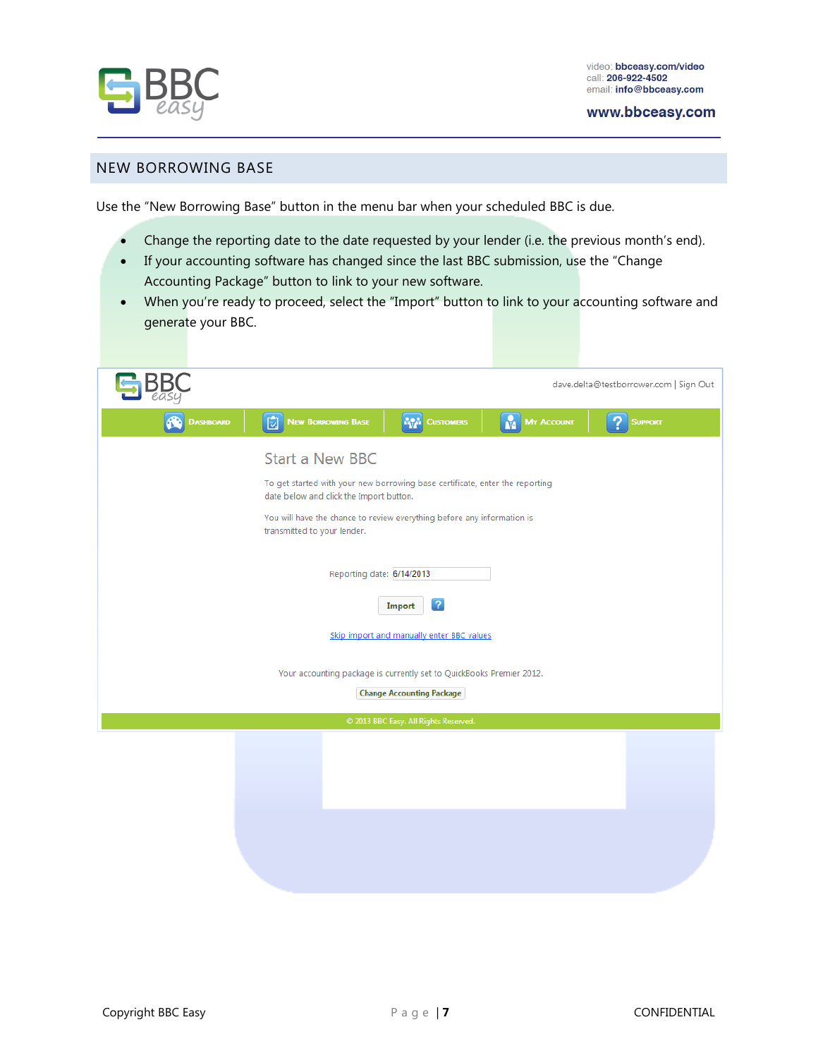## NEW BORROWING BASE

Use the "New Borrowing Base" button in the menu bar when your scheduled BBC is due.

- Change the reporting date to the date requested by your lender (i.e. the previous month's end).
- If your accounting software has changed since the last BBC submission, use the "Change Accounting Package" button to link to your new software.
- When you're ready to proceed, select the "Import" button to link to your accounting software and generate your BBC.

dave.delta@testborrower.com | Sign Out

Dashboard | New Borrowing Base | Customers | My Account | Support

### Start a New BBC

To get started with your new borrowing base certificate, enter the reporting date below and click the Import button.

You will have the chance to review everything before any information is transmitted to your lender.

Reporting date: 6/14/2013

Import

Skip import and manually enter BBC values

Your accounting package is currently set to QuickBooks Premier 2012.

Change Accounting Package

© 2013 BBC Easy. All Rights Reserved.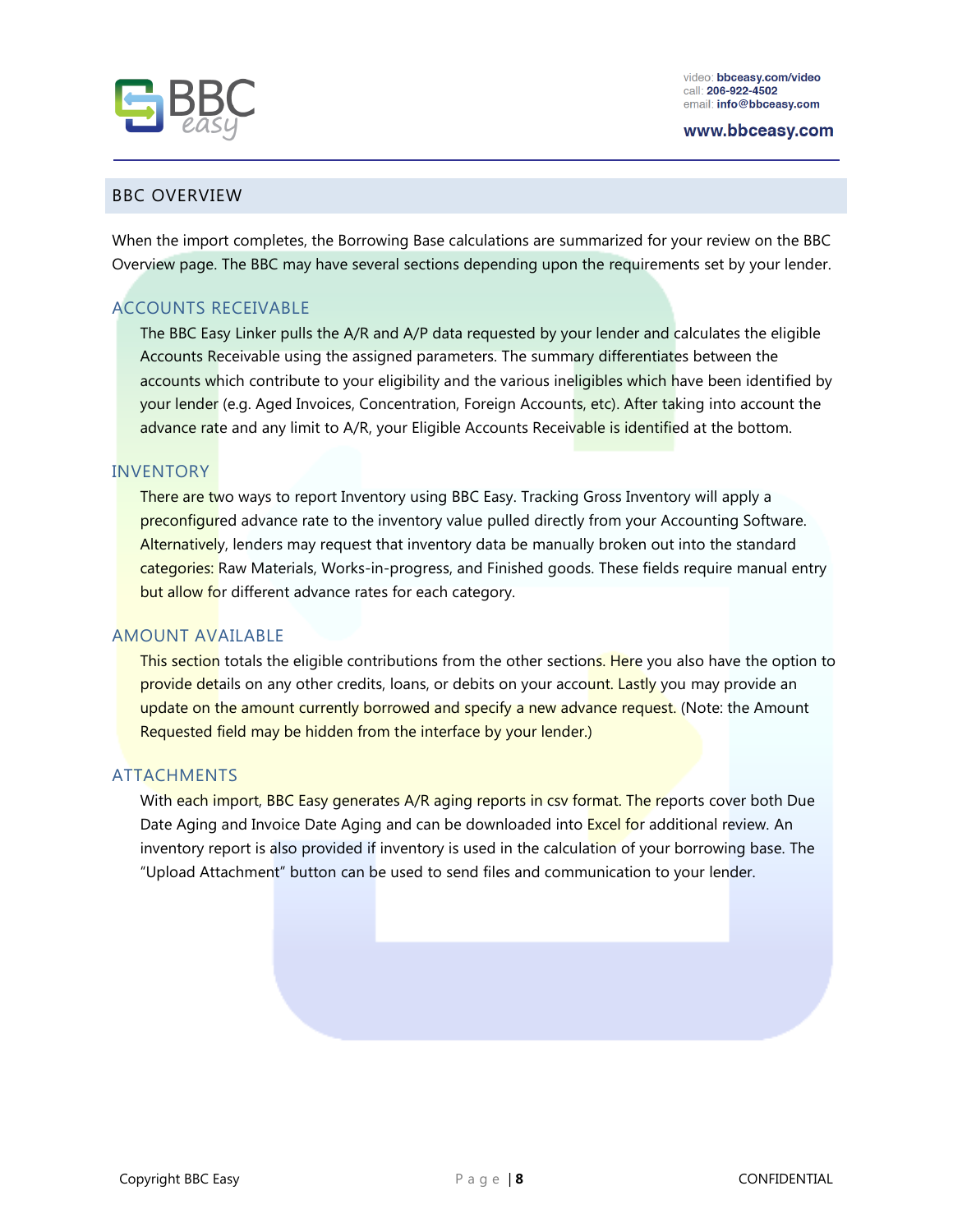## BBC OVERVIEW

When the import completes, the Borrowing Base calculations are summarized for your review on the BBC Overview page. The BBC may have several sections depending upon the requirements set by your lender.

### ACCOUNTS RECEIVABLE

The BBC Easy Linker pulls the A/R and A/P data requested by your lender and calculates the eligible Accounts Receivable using the assigned parameters. The summary differentiates between the accounts which contribute to your eligibility and the various ineligibles which have been identified by your lender (e.g. Aged Invoices, Concentration, Foreign Accounts, etc). After taking into account the advance rate and any limit to A/R, your Eligible Accounts Receivable is identified at the bottom.

### INVENTORY

There are two ways to report Inventory using BBC Easy. Tracking Gross Inventory will apply a preconfigured advance rate to the inventory value pulled directly from your Accounting Software. Alternatively, lenders may request that inventory data be manually broken out into the standard categories: Raw Materials, Works-in-progress, and Finished goods. These fields require manual entry but allow for different advance rates for each category.

### AMOUNT AVAILABLE

This section totals the eligible contributions from the other sections. Here you also have the option to provide details on any other credits, loans, or debits on your account. Lastly you may provide an update on the amount currently borrowed and specify a new advance request. (Note: the Amount Requested field may be hidden from the interface by your lender.)

### ATTACHMENTS

With each import, BBC Easy generates A/R aging reports in csv format. The reports cover both Due Date Aging and Invoice Date Aging and can be downloaded into Excel for additional review. An inventory report is also provided if inventory is used in the calculation of your borrowing base. The "Upload Attachment" button can be used to send files and communication to your lender.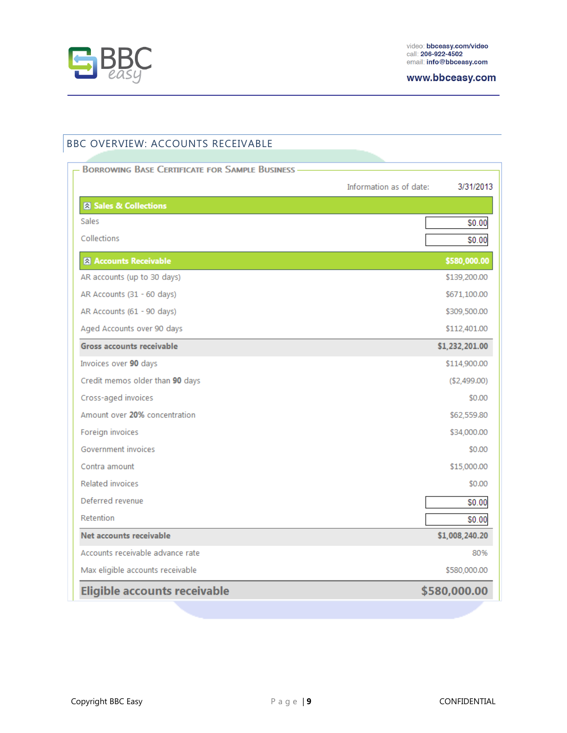## BBC OVERVIEW: ACCOUNTS RECEIVABLE

### Borrowing Base Certificate for Sample Business

| | |
|---|---|
| Information as of date: | 3/31/2013 |
| **Sales & Collections** | |
| Sales | $0.00 |
| Collections | $0.00 |
| **Accounts Receivable** | **$580,000.00** |
| AR accounts (up to 30 days) | $139,200.00 |
| AR Accounts (31 - 60 days) | $671,100.00 |
| AR Accounts (61 - 90 days) | $309,500.00 |
| Aged Accounts over 90 days | $112,401.00 |
| **Gross accounts receivable** | **$1,232,201.00** |
| Invoices over **90** days | $114,900.00 |
| Credit memos older than **90** days | ($2,499.00) |
| Cross-aged invoices | $0.00 |
| Amount over **20%** concentration | $62,559.80 |
| Foreign invoices | $34,000.00 |
| Government invoices | $0.00 |
| Contra amount | $15,000.00 |
| Related invoices | $0.00 |
| Deferred revenue | $0.00 |
| Retention | $0.00 |
| **Net accounts receivable** | **$1,008,240.20** |
| Accounts receivable advance rate | 80% |
| Max eligible accounts receivable | $580,000.00 |
| **Eligible accounts receivable** | **$580,000.00** |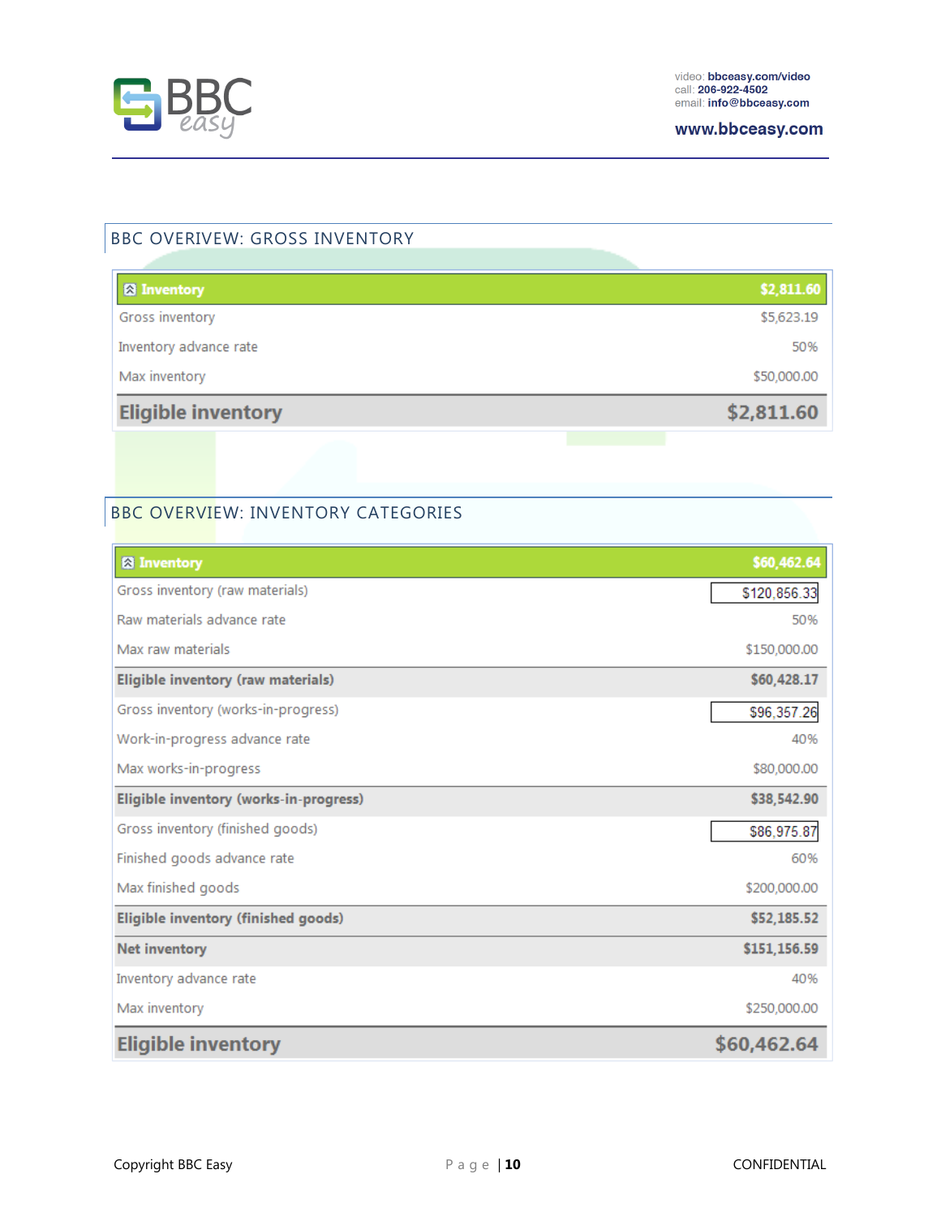## BBC OVERVIEW: GROSS INVENTORY

| Inventory | $2,811.60 |
|---|---|
| Gross inventory | $5,623.19 |
| Inventory advance rate | 50% |
| Max inventory | $50,000.00 |
| **Eligible inventory** | **$2,811.60** |

## BBC OVERVIEW: INVENTORY CATEGORIES

| Inventory | $60,462.64 |
|---|---|
| Gross inventory (raw materials) | $120,856.33 |
| Raw materials advance rate | 50% |
| Max raw materials | $150,000.00 |
| **Eligible inventory (raw materials)** | **$60,428.17** |
| Gross inventory (works-in-progress) | $96,357.26 |
| Work-in-progress advance rate | 40% |
| Max works-in-progress | $80,000.00 |
| **Eligible inventory (works-in-progress)** | **$38,542.90** |
| Gross inventory (finished goods) | $86,975.87 |
| Finished goods advance rate | 60% |
| Max finished goods | $200,000.00 |
| **Eligible inventory (finished goods)** | **$52,185.52** |
| **Net inventory** | **$151,156.59** |
| Inventory advance rate | 40% |
| Max inventory | $250,000.00 |
| **Eligible inventory** | **$60,462.64** |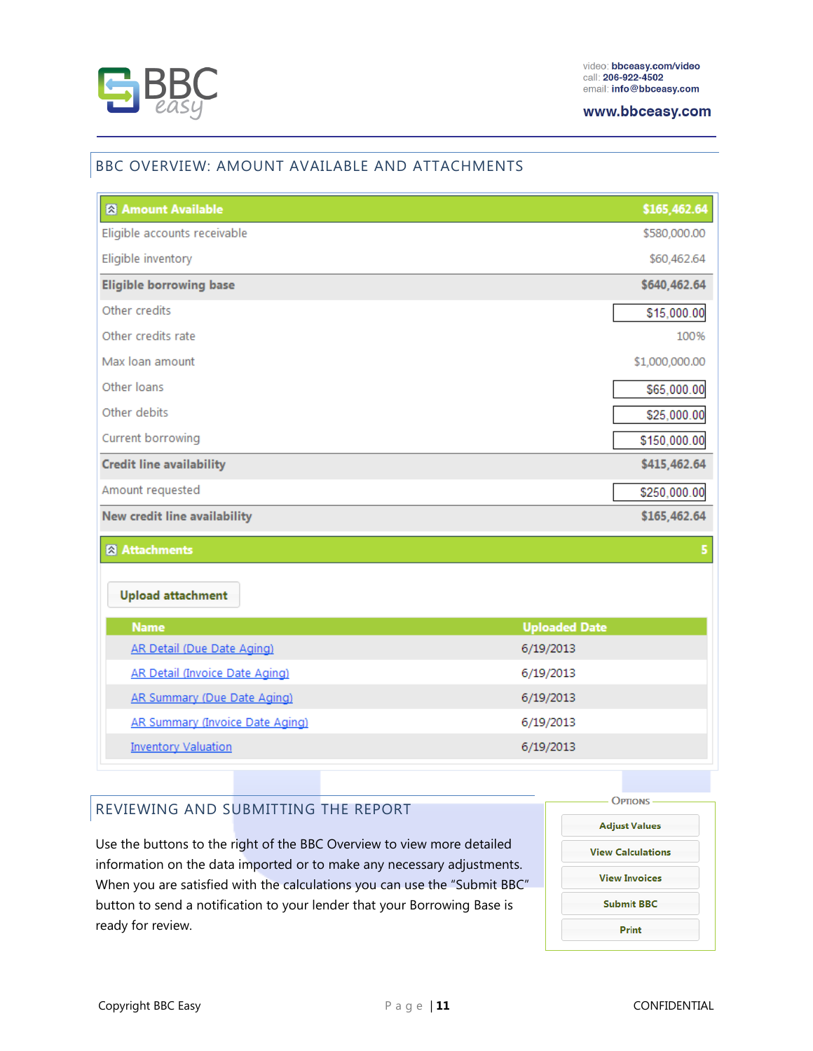## BBC OVERVIEW: AMOUNT AVAILABLE AND ATTACHMENTS

| Amount Available | $165,462.64 |
|---|---|
| Eligible accounts receivable | $580,000.00 |
| Eligible inventory | $60,462.64 |
| **Eligible borrowing base** | **$640,462.64** |
| Other credits | $15,000.00 |
| Other credits rate | 100% |
| Max loan amount | $1,000,000.00 |
| Other loans | $65,000.00 |
| Other debits | $25,000.00 |
| Current borrowing | $150,000.00 |
| **Credit line availability** | **$415,462.64** |
| Amount requested | $250,000.00 |
| **New credit line availability** | **$165,462.64** |

**Attachments** 5

Upload attachment

| Name | Uploaded Date |
|---|---|
| AR Detail (Due Date Aging) | 6/19/2013 |
| AR Detail (Invoice Date Aging) | 6/19/2013 |
| AR Summary (Due Date Aging) | 6/19/2013 |
| AR Summary (Invoice Date Aging) | 6/19/2013 |
| Inventory Valuation | 6/19/2013 |

## REVIEWING AND SUBMITTING THE REPORT

Use the buttons to the right of the BBC Overview to view more detailed information on the data imported or to make any necessary adjustments. When you are satisfied with the calculations you can use the “Submit BBC” button to send a notification to your lender that your Borrowing Base is ready for review.

**Options**

- Adjust Values
- View Calculations
- View Invoices
- Submit BBC
- Print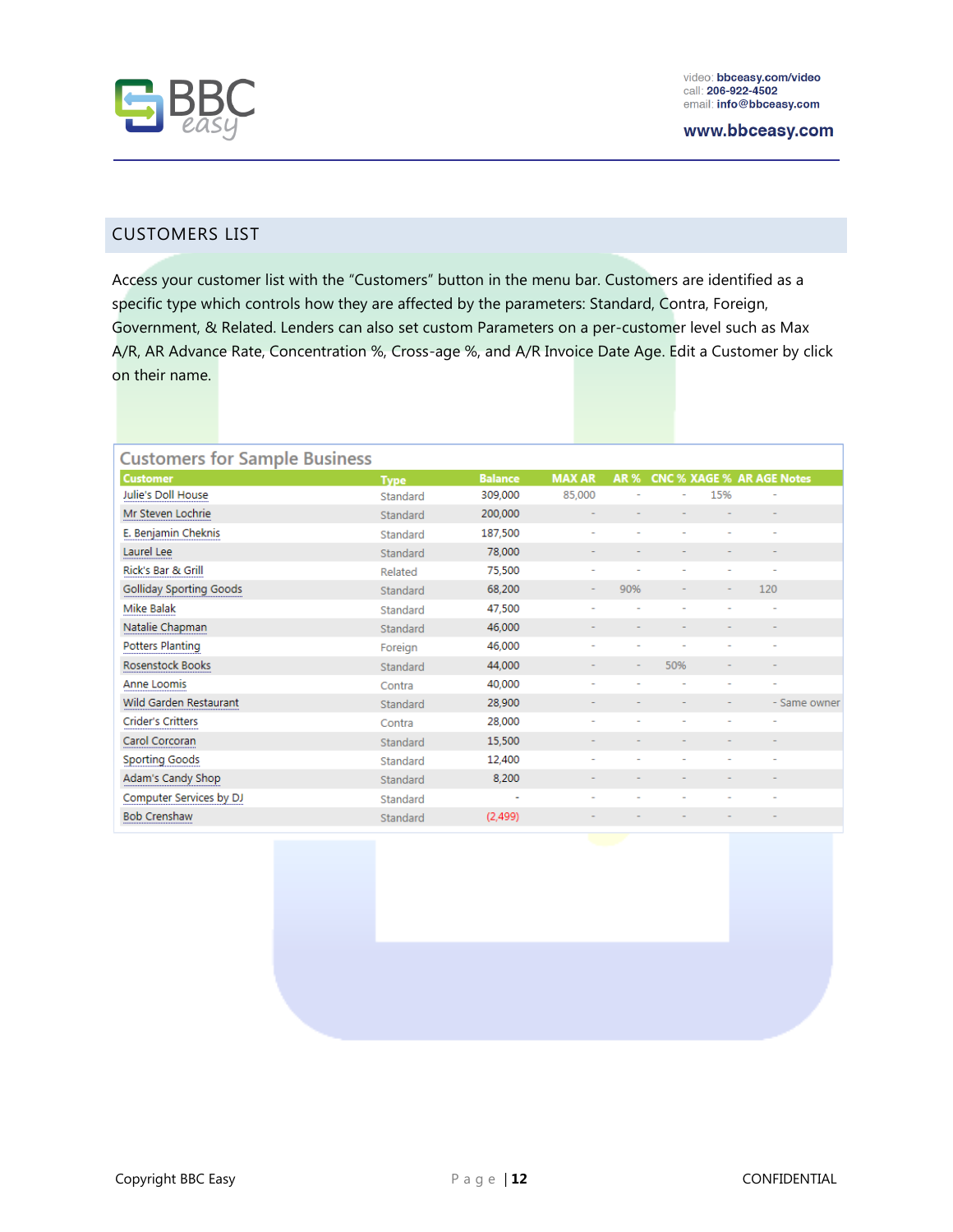## CUSTOMERS LIST

Access your customer list with the "Customers" button in the menu bar. Customers are identified as a specific type which controls how they are affected by the parameters: Standard, Contra, Foreign, Government, & Related. Lenders can also set custom Parameters on a per-customer level such as Max A/R, AR Advance Rate, Concentration %, Cross-age %, and A/R Invoice Date Age. Edit a Customer by click on their name.

**Customers for Sample Business**

| Customer | Type | Balance | MAX AR | AR % | CNC % | XAGE % | AR AGE | Notes |
|---|---|---|---|---|---|---|---|---|
| Julie's Doll House | Standard | 309,000 | 85,000 | - | - | 15% | - | |
| Mr Steven Lochrie | Standard | 200,000 | - | - | - | - | - | |
| E. Benjamin Cheknis | Standard | 187,500 | - | - | - | - | - | |
| Laurel Lee | Standard | 78,000 | - | - | - | - | - | |
| Rick's Bar & Grill | Related | 75,500 | - | - | - | - | - | |
| Golliday Sporting Goods | Standard | 68,200 | - | 90% | - | - | 120 | |
| Mike Balak | Standard | 47,500 | - | - | - | - | - | |
| Natalie Chapman | Standard | 46,000 | - | - | - | - | - | |
| Potters Planting | Foreign | 46,000 | - | - | - | - | - | |
| Rosenstock Books | Standard | 44,000 | - | - | 50% | - | - | |
| Anne Loomis | Contra | 40,000 | - | - | - | - | - | |
| Wild Garden Restaurant | Standard | 28,900 | - | - | - | - | - | Same owner |
| Crider's Critters | Contra | 28,000 | - | - | - | - | - | |
| Carol Corcoran | Standard | 15,500 | - | - | - | - | - | |
| Sporting Goods | Standard | 12,400 | - | - | - | - | - | |
| Adam's Candy Shop | Standard | 8,200 | - | - | - | - | - | |
| Computer Services by DJ | Standard | - | - | - | - | - | - | |
| Bob Crenshaw | Standard | (2,499) | - | - | - | - | - | |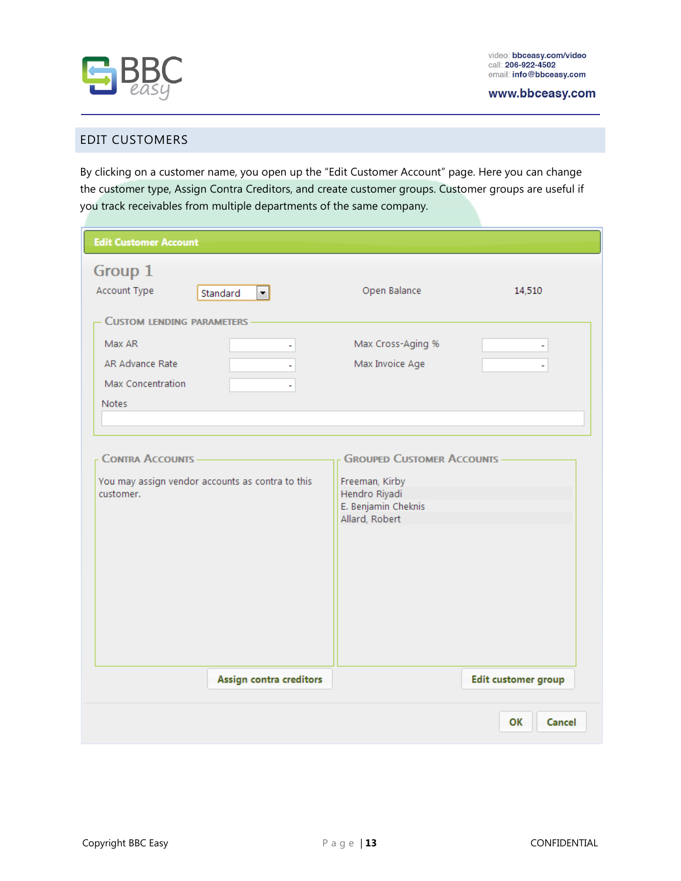## EDIT CUSTOMERS

By clicking on a customer name, you open up the "Edit Customer Account" page. Here you can change the customer type, Assign Contra Creditors, and create customer groups. Customer groups are useful if you track receivables from multiple departments of the same company.

**Edit Customer Account**

### Group 1

| Account Type | Standard | Open Balance | 14,510 |
|---|---|---|---|

**Custom lending parameters**

| Max AR | - | Max Cross-Aging % | - |
|---|---|---|---|
| AR Advance Rate | - | Max Invoice Age | - |
| Max Concentration | - | | |

Notes

**Contra Accounts**

You may assign vendor accounts as contra to this customer.

**Grouped Customer Accounts**

- Freeman, Kirby
- Hendro Riyadi
- E. Benjamin Cheknis
- Allard, Robert

Assign contra creditors | Edit customer group

OK | Cancel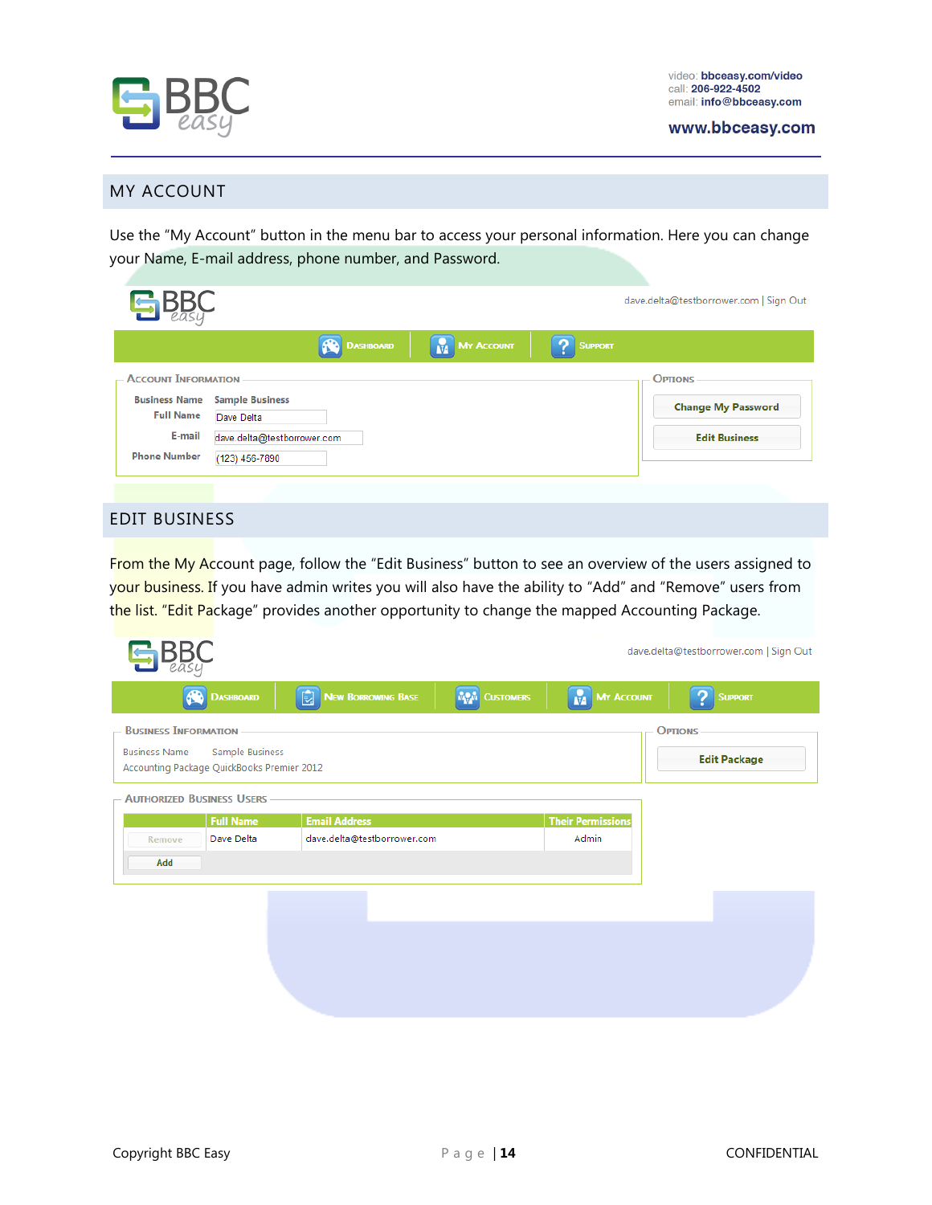## MY ACCOUNT

Use the "My Account" button in the menu bar to access your personal information. Here you can change your Name, E-mail address, phone number, and Password.

BBC easy

dave.delta@testborrower.com | Sign Out

DASHBOARD | MY ACCOUNT | SUPPORT

ACCOUNT INFORMATION

| | |
|---|---|
| Business Name | Sample Business |
| Full Name | Dave Delta |
| E-mail | dave.delta@testborrower.com |
| Phone Number | (123) 456-7890 |

OPTIONS

Change My Password

Edit Business

## EDIT BUSINESS

From the My Account page, follow the "Edit Business" button to see an overview of the users assigned to your business. If you have admin writes you will also have the ability to "Add" and "Remove" users from the list. "Edit Package" provides another opportunity to change the mapped Accounting Package.

BBC easy

dave.delta@testborrower.com | Sign Out

DASHBOARD | NEW BORROWING BASE | CUSTOMERS | MY ACCOUNT | SUPPORT

BUSINESS INFORMATION

Business Name Sample Business

Accounting Package QuickBooks Premier 2012

OPTIONS

Edit Package

AUTHORIZED BUSINESS USERS

| | Full Name | Email Address | Their Permissions |
|---|---|---|---|
| Remove | Dave Delta | dave.delta@testborrower.com | Admin |
| Add | | | |

Copyright BBC Easy

CONFIDENTIAL